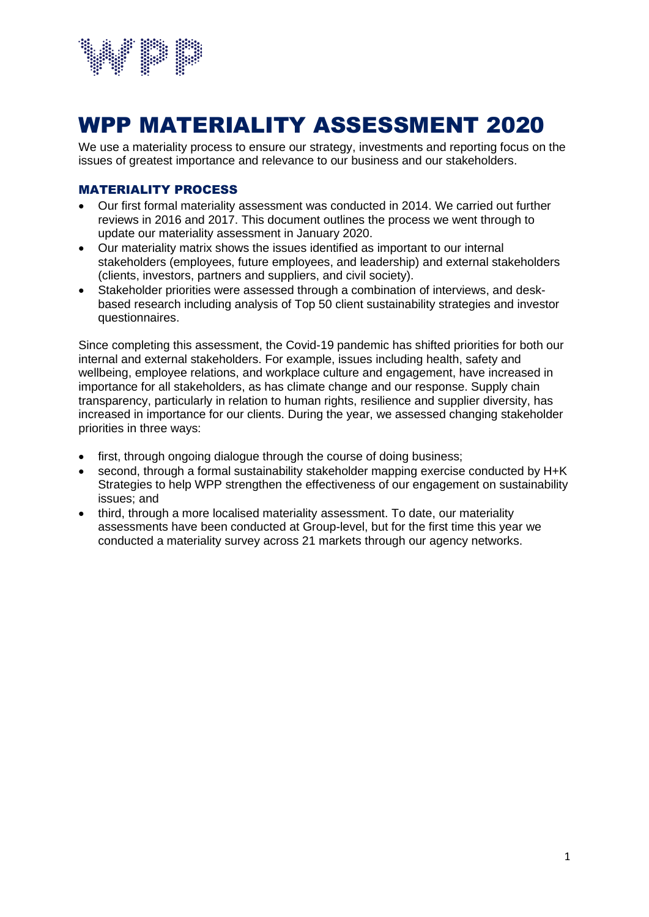# WPP MATERIALITY ASSESSMENT 2020

We use a materiality process to ensure our strategy, investments and reporting focus on the issues of greatest importance and relevance to our business and our stakeholders.

## MATERIALITY PROCESS

- Our first formal materiality assessment was conducted in 2014. We carried out further reviews in 2016 and 2017. This document outlines the process we went through to update our materiality assessment in January 2020.
- Our materiality matrix shows the issues identified as important to our internal stakeholders (employees, future employees, and leadership) and external stakeholders (clients, investors, partners and suppliers, and civil society).
- Stakeholder priorities were assessed through a combination of interviews, and desk-based research including analysis of Top 50 client sustainability strategies and investor questionnaires.

Since completing this assessment, the Covid-19 pandemic has shifted priorities for both our internal and external stakeholders. For example, issues including health, safety and wellbeing, employee relations, and workplace culture and engagement, have increased in importance for all stakeholders, as has climate change and our response. Supply chain transparency, particularly in relation to human rights, resilience and supplier diversity, has increased in importance for our clients. During the year, we assessed changing stakeholder priorities in three ways:

- first, through ongoing dialogue through the course of doing business;
- second, through a formal sustainability stakeholder mapping exercise conducted by H+K Strategies to help WPP strengthen the effectiveness of our engagement on sustainability issues; and
- third, through a more localised materiality assessment. To date, our materiality assessments have been conducted at Group-level, but for the first time this year we conducted a materiality survey across 21 markets through our agency networks.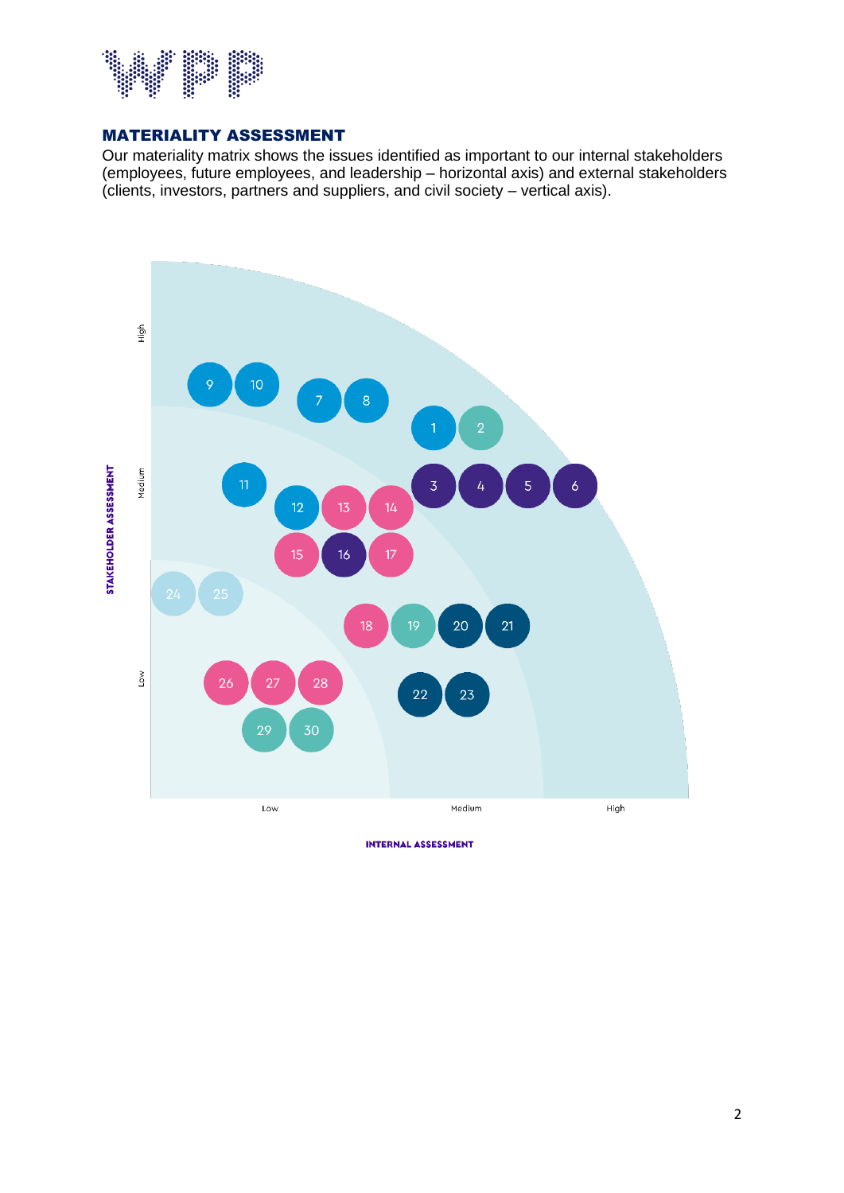## MATERIALITY ASSESSMENT

Our materiality matrix shows the issues identified as important to our internal stakeholders (employees, future employees, and leadership – horizontal axis) and external stakeholders (clients, investors, partners and suppliers, and civil society – vertical axis).

STAKEHOLDER ASSESSMENT

High

9 10 7 8 1 2

Medium

11 3 4 5 6

12 13 14

15 16 17

24 25

18 19 20 21

Low

26 27 28 22 23

29 30

Low Medium High

INTERNAL ASSESSMENT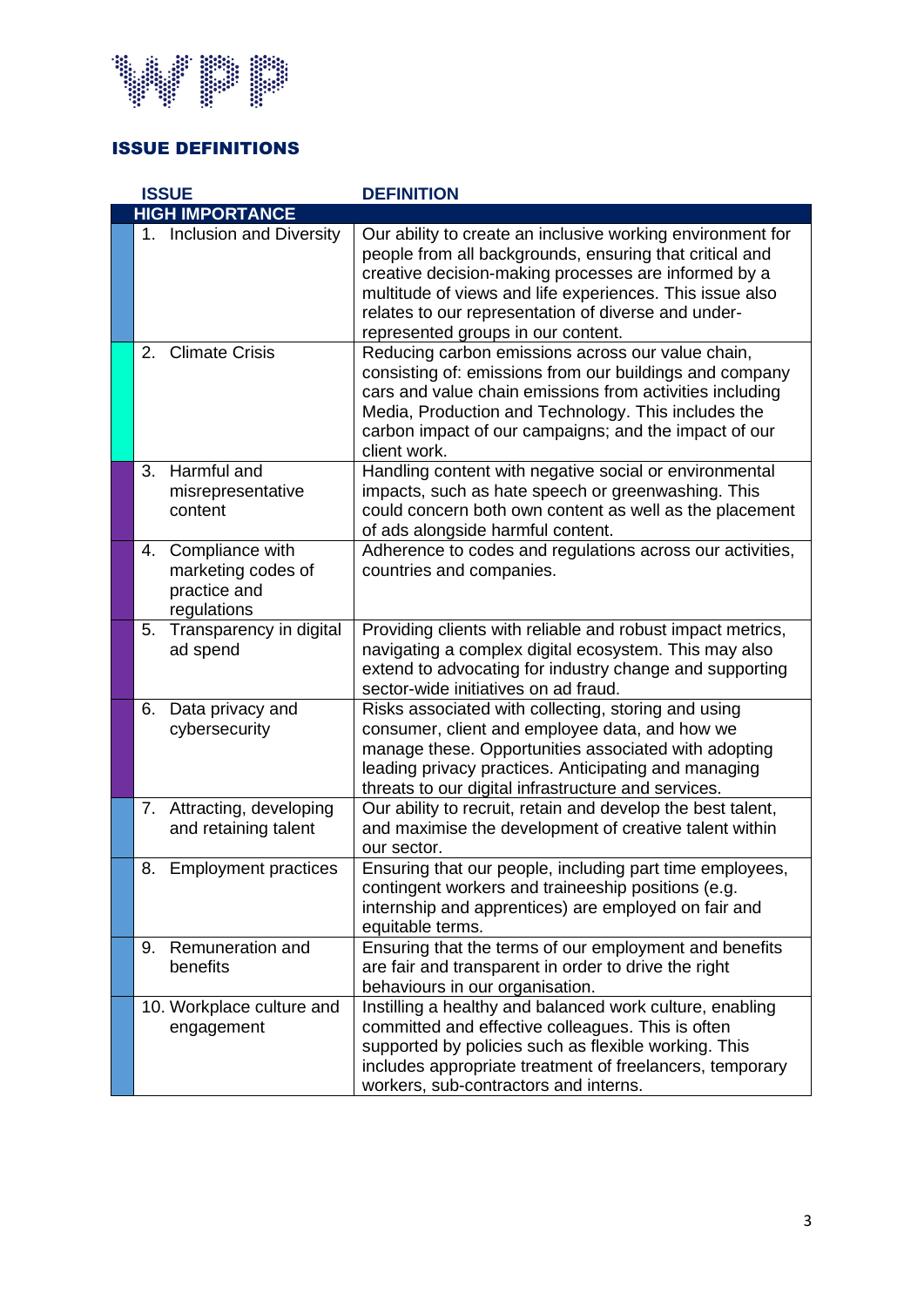## ISSUE DEFINITIONS

| ISSUE | DEFINITION |
|---|---|
| **HIGH IMPORTANCE** | |
| 1. Inclusion and Diversity | Our ability to create an inclusive working environment for people from all backgrounds, ensuring that critical and creative decision-making processes are informed by a multitude of views and life experiences. This issue also relates to our representation of diverse and under-represented groups in our content. |
| 2. Climate Crisis | Reducing carbon emissions across our value chain, consisting of: emissions from our buildings and company cars and value chain emissions from activities including Media, Production and Technology. This includes the carbon impact of our campaigns; and the impact of our client work. |
| 3. Harmful and misrepresentative content | Handling content with negative social or environmental impacts, such as hate speech or greenwashing. This could concern both own content as well as the placement of ads alongside harmful content. |
| 4. Compliance with marketing codes of practice and regulations | Adherence to codes and regulations across our activities, countries and companies. |
| 5. Transparency in digital ad spend | Providing clients with reliable and robust impact metrics, navigating a complex digital ecosystem. This may also extend to advocating for industry change and supporting sector-wide initiatives on ad fraud. |
| 6. Data privacy and cybersecurity | Risks associated with collecting, storing and using consumer, client and employee data, and how we manage these. Opportunities associated with adopting leading privacy practices. Anticipating and managing threats to our digital infrastructure and services. |
| 7. Attracting, developing and retaining talent | Our ability to recruit, retain and develop the best talent, and maximise the development of creative talent within our sector. |
| 8. Employment practices | Ensuring that our people, including part time employees, contingent workers and traineeship positions (e.g. internship and apprentices) are employed on fair and equitable terms. |
| 9. Remuneration and benefits | Ensuring that the terms of our employment and benefits are fair and transparent in order to drive the right behaviours in our organisation. |
| 10. Workplace culture and engagement | Instilling a healthy and balanced work culture, enabling committed and effective colleagues. This is often supported by policies such as flexible working. This includes appropriate treatment of freelancers, temporary workers, sub-contractors and interns. |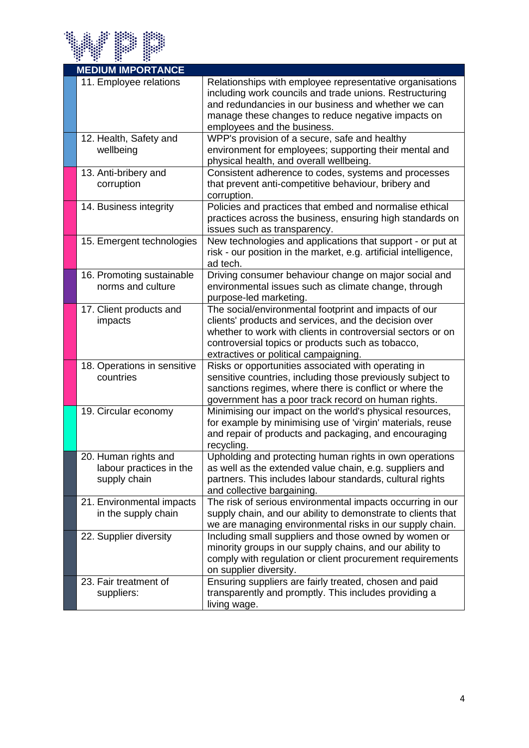| MEDIUM IMPORTANCE | |
|---|---|
| 11. Employee relations | Relationships with employee representative organisations including work councils and trade unions. Restructuring and redundancies in our business and whether we can manage these changes to reduce negative impacts on employees and the business. |
| 12. Health, Safety and wellbeing | WPP's provision of a secure, safe and healthy environment for employees; supporting their mental and physical health, and overall wellbeing. |
| 13. Anti-bribery and corruption | Consistent adherence to codes, systems and processes that prevent anti-competitive behaviour, bribery and corruption. |
| 14. Business integrity | Policies and practices that embed and normalise ethical practices across the business, ensuring high standards on issues such as transparency. |
| 15. Emergent technologies | New technologies and applications that support - or put at risk - our position in the market, e.g. artificial intelligence, ad tech. |
| 16. Promoting sustainable norms and culture | Driving consumer behaviour change on major social and environmental issues such as climate change, through purpose-led marketing. |
| 17. Client products and impacts | The social/environmental footprint and impacts of our clients' products and services, and the decision over whether to work with clients in controversial sectors or on controversial topics or products such as tobacco, extractives or political campaigning. |
| 18. Operations in sensitive countries | Risks or opportunities associated with operating in sensitive countries, including those previously subject to sanctions regimes, where there is conflict or where the government has a poor track record on human rights. |
| 19. Circular economy | Minimising our impact on the world's physical resources, for example by minimising use of 'virgin' materials, reuse and repair of products and packaging, and encouraging recycling. |
| 20. Human rights and labour practices in the supply chain | Upholding and protecting human rights in own operations as well as the extended value chain, e.g. suppliers and partners. This includes labour standards, cultural rights and collective bargaining. |
| 21. Environmental impacts in the supply chain | The risk of serious environmental impacts occurring in our supply chain, and our ability to demonstrate to clients that we are managing environmental risks in our supply chain. |
| 22. Supplier diversity | Including small suppliers and those owned by women or minority groups in our supply chains, and our ability to comply with regulation or client procurement requirements on supplier diversity. |
| 23. Fair treatment of suppliers: | Ensuring suppliers are fairly treated, chosen and paid transparently and promptly. This includes providing a living wage. |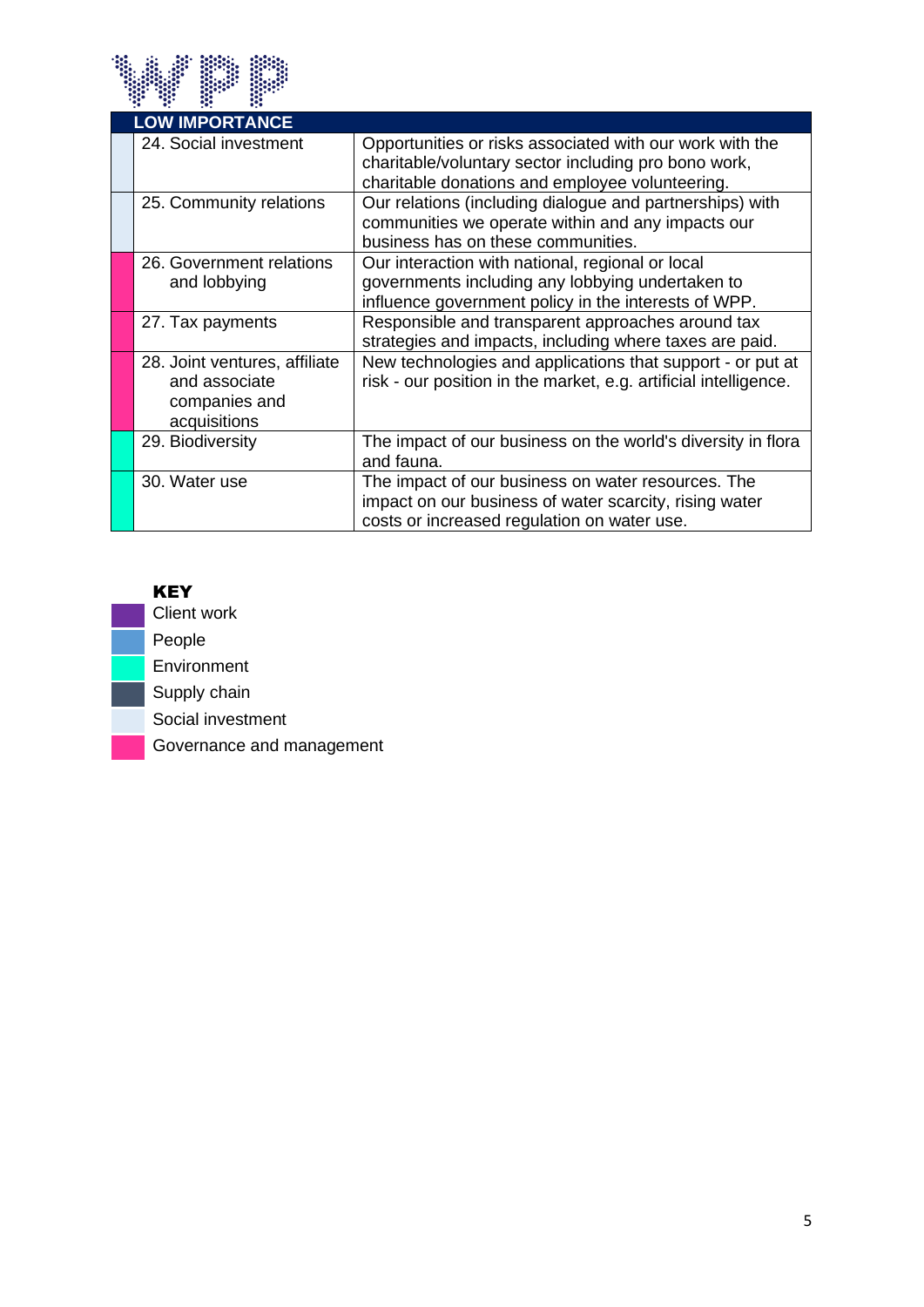| LOW IMPORTANCE | |
|---|---|
| 24. Social investment | Opportunities or risks associated with our work with the charitable/voluntary sector including pro bono work, charitable donations and employee volunteering. |
| 25. Community relations | Our relations (including dialogue and partnerships) with communities we operate within and any impacts our business has on these communities. |
| 26. Government relations and lobbying | Our interaction with national, regional or local governments including any lobbying undertaken to influence government policy in the interests of WPP. |
| 27. Tax payments | Responsible and transparent approaches around tax strategies and impacts, including where taxes are paid. |
| 28. Joint ventures, affiliate and associate companies and acquisitions | New technologies and applications that support - or put at risk - our position in the market, e.g. artificial intelligence. |
| 29. Biodiversity | The impact of our business on the world's diversity in flora and fauna. |
| 30. Water use | The impact of our business on water resources. The impact on our business of water scarcity, rising water costs or increased regulation on water use. |

**KEY**

- Client work
- People
- Environment
- Supply chain
- Social investment
- Governance and management